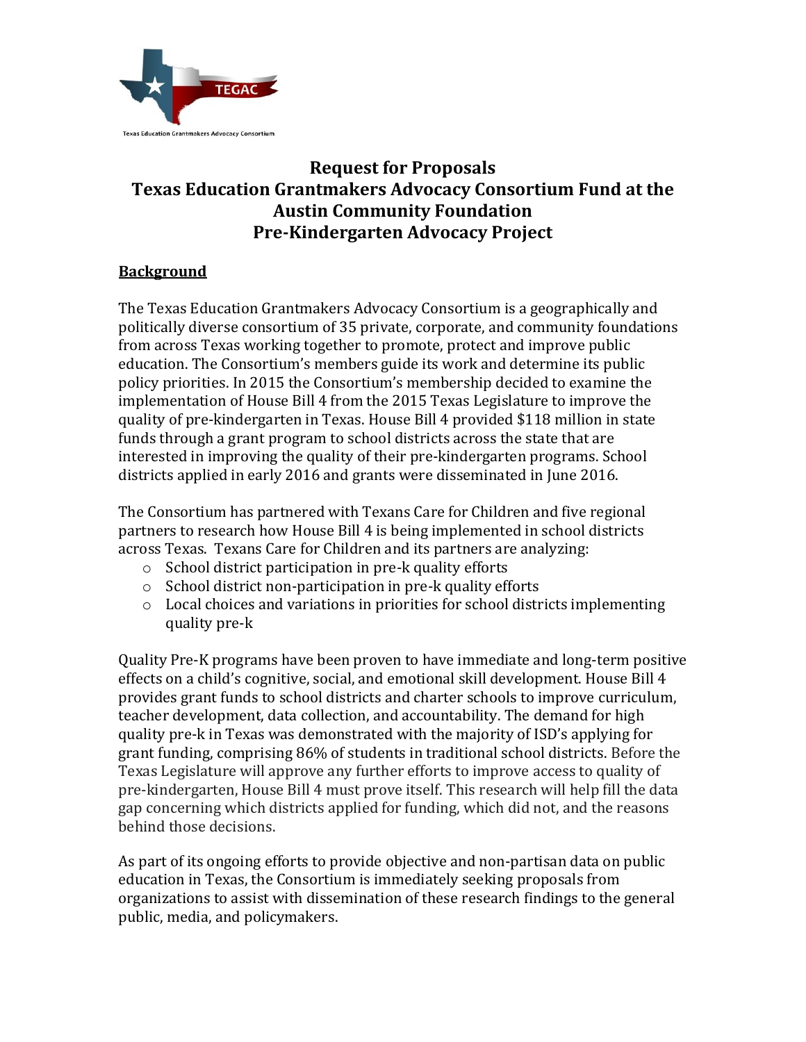# Request for Proposals
# Texas Education Grantmakers Advocacy Consortium Fund at the Austin Community Foundation
# Pre-Kindergarten Advocacy Project

## Background

The Texas Education Grantmakers Advocacy Consortium is a geographically and politically diverse consortium of 35 private, corporate, and community foundations from across Texas working together to promote, protect and improve public education. The Consortium's members guide its work and determine its public policy priorities. In 2015 the Consortium's membership decided to examine the implementation of House Bill 4 from the 2015 Texas Legislature to improve the quality of pre-kindergarten in Texas. House Bill 4 provided $118 million in state funds through a grant program to school districts across the state that are interested in improving the quality of their pre-kindergarten programs. School districts applied in early 2016 and grants were disseminated in June 2016.

The Consortium has partnered with Texans Care for Children and five regional partners to research how House Bill 4 is being implemented in school districts across Texas. Texans Care for Children and its partners are analyzing:

- School district participation in pre-k quality efforts
- School district non-participation in pre-k quality efforts
- Local choices and variations in priorities for school districts implementing quality pre-k

Quality Pre-K programs have been proven to have immediate and long-term positive effects on a child's cognitive, social, and emotional skill development. House Bill 4 provides grant funds to school districts and charter schools to improve curriculum, teacher development, data collection, and accountability. The demand for high quality pre-k in Texas was demonstrated with the majority of ISD's applying for grant funding, comprising 86% of students in traditional school districts. Before the Texas Legislature will approve any further efforts to improve access to quality of pre-kindergarten, House Bill 4 must prove itself. This research will help fill the data gap concerning which districts applied for funding, which did not, and the reasons behind those decisions.

As part of its ongoing efforts to provide objective and non-partisan data on public education in Texas, the Consortium is immediately seeking proposals from organizations to assist with dissemination of these research findings to the general public, media, and policymakers.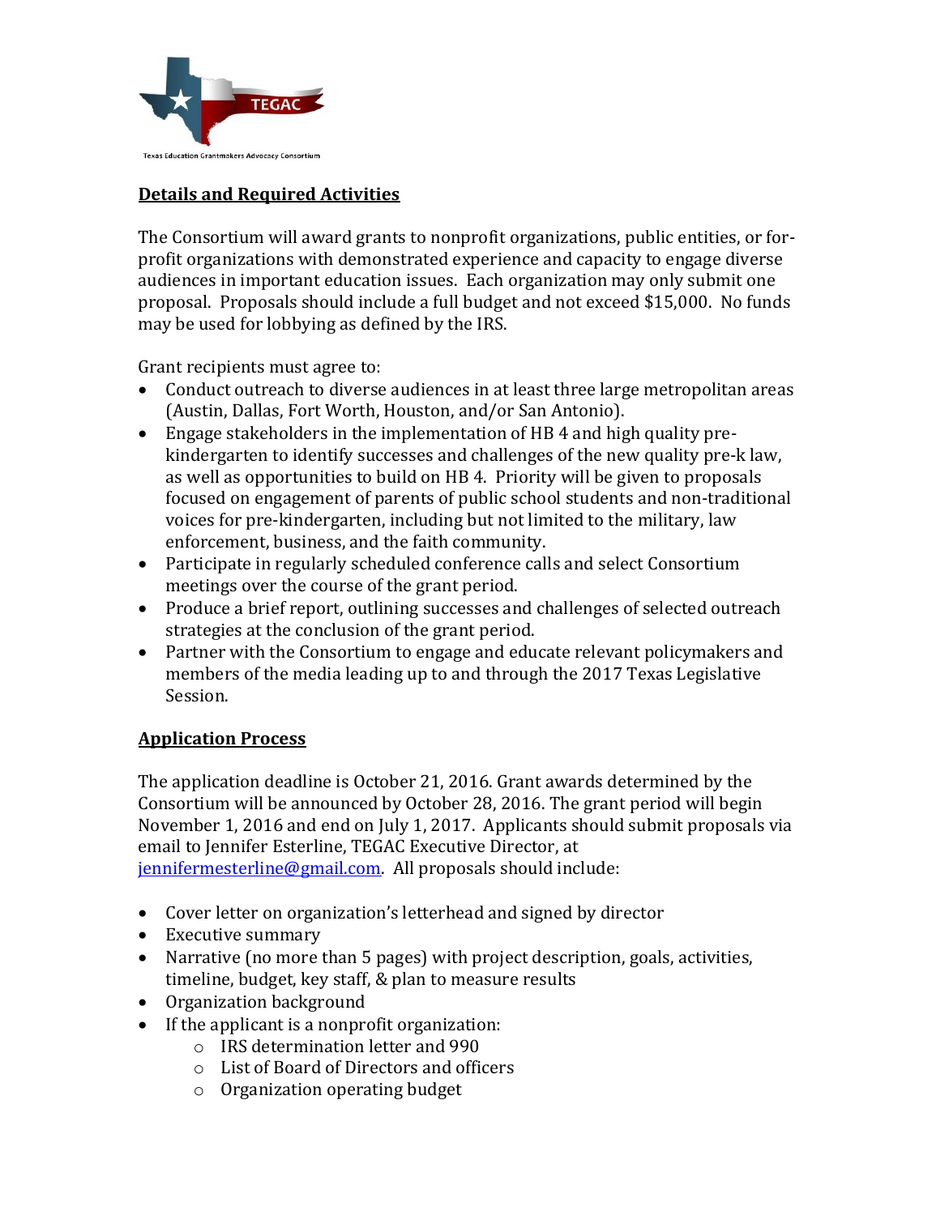## Details and Required Activities

The Consortium will award grants to nonprofit organizations, public entities, or for-profit organizations with demonstrated experience and capacity to engage diverse audiences in important education issues. Each organization may only submit one proposal. Proposals should include a full budget and not exceed $15,000. No funds may be used for lobbying as defined by the IRS.

Grant recipients must agree to:

- Conduct outreach to diverse audiences in at least three large metropolitan areas (Austin, Dallas, Fort Worth, Houston, and/or San Antonio).
- Engage stakeholders in the implementation of HB 4 and high quality pre-kindergarten to identify successes and challenges of the new quality pre-k law, as well as opportunities to build on HB 4. Priority will be given to proposals focused on engagement of parents of public school students and non-traditional voices for pre-kindergarten, including but not limited to the military, law enforcement, business, and the faith community.
- Participate in regularly scheduled conference calls and select Consortium meetings over the course of the grant period.
- Produce a brief report, outlining successes and challenges of selected outreach strategies at the conclusion of the grant period.
- Partner with the Consortium to engage and educate relevant policymakers and members of the media leading up to and through the 2017 Texas Legislative Session.

## Application Process

The application deadline is October 21, 2016. Grant awards determined by the Consortium will be announced by October 28, 2016. The grant period will begin November 1, 2016 and end on July 1, 2017. Applicants should submit proposals via email to Jennifer Esterline, TEGAC Executive Director, at jennifermesterline@gmail.com. All proposals should include:

- Cover letter on organization's letterhead and signed by director
- Executive summary
- Narrative (no more than 5 pages) with project description, goals, activities, timeline, budget, key staff, & plan to measure results
- Organization background
- If the applicant is a nonprofit organization:
  - IRS determination letter and 990
  - List of Board of Directors and officers
  - Organization operating budget